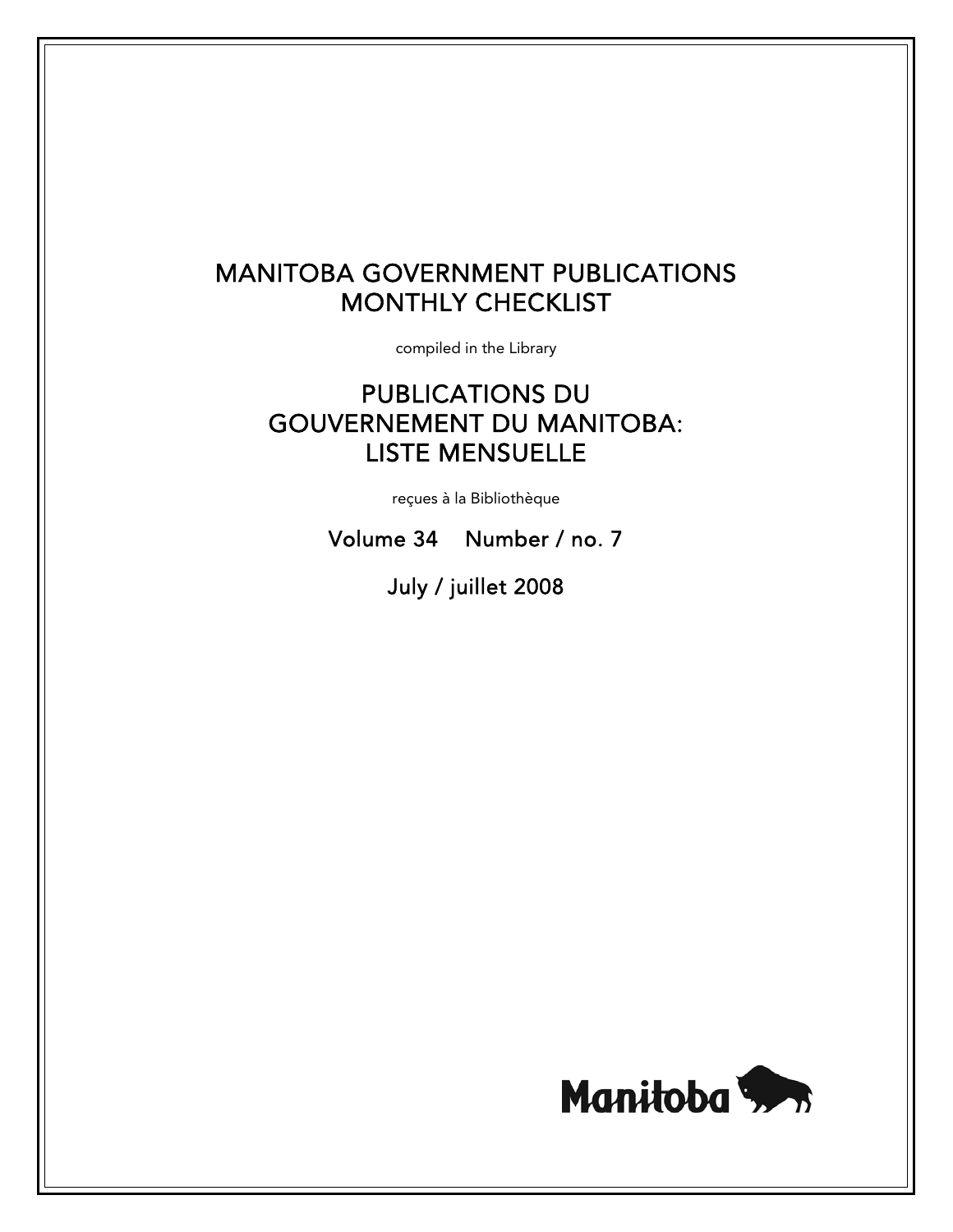# MANITOBA GOVERNMENT PUBLICATIONS MONTHLY CHECKLIST

compiled in the Library

# PUBLICATIONS DU GOUVERNEMENT DU MANITOBA: LISTE MENSUELLE

reçues à la Bibliothèque

Volume 34 Number / no. 7

July / juillet 2008

Manitoba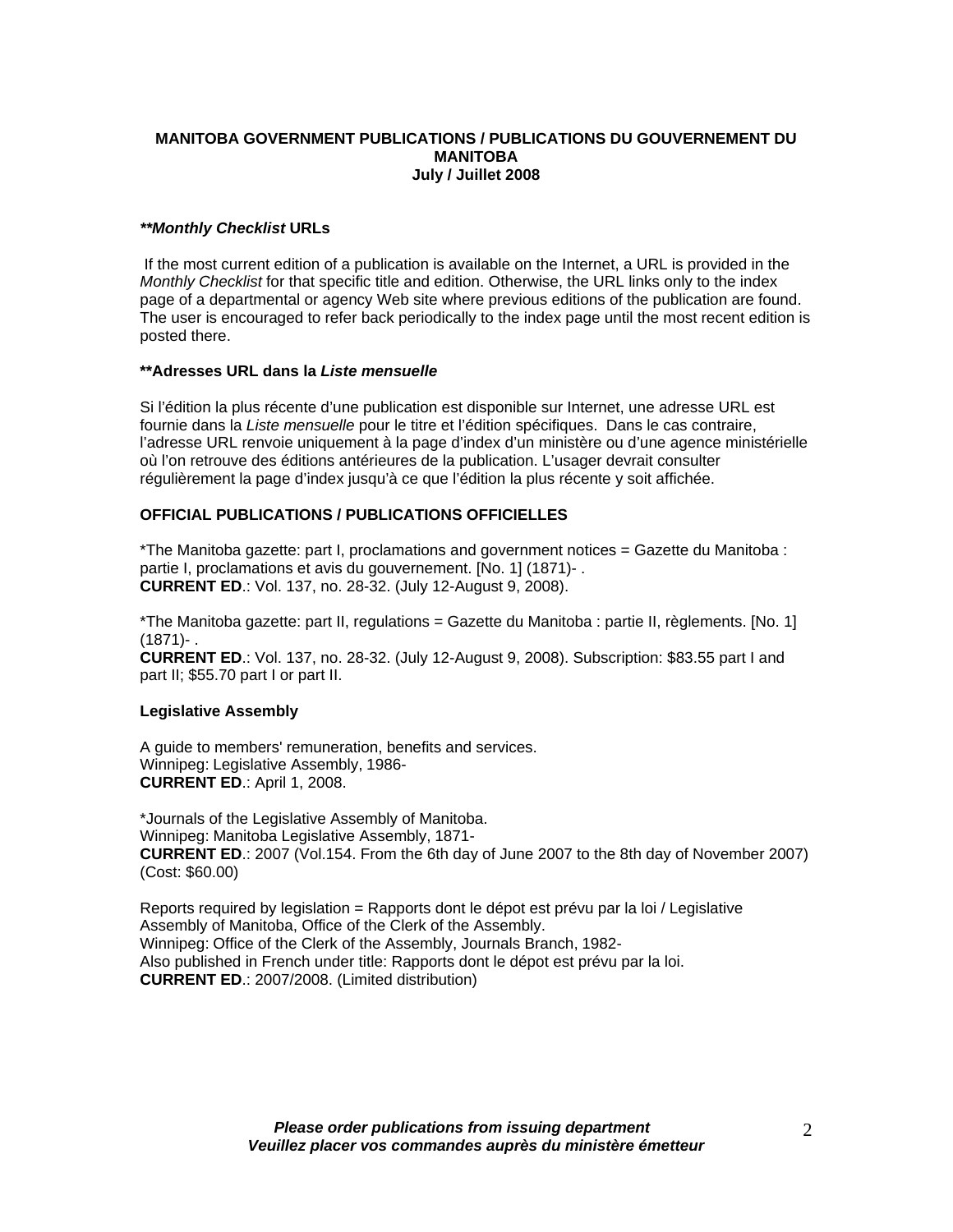**MANITOBA GOVERNMENT PUBLICATIONS / PUBLICATIONS DU GOUVERNEMENT DU MANITOBA**
**July / Juillet 2008**

***\*\*Monthly Checklist* URLs**

If the most current edition of a publication is available on the Internet, a URL is provided in the *Monthly Checklist* for that specific title and edition. Otherwise, the URL links only to the index page of a departmental or agency Web site where previous editions of the publication are found. The user is encouraged to refer back periodically to the index page until the most recent edition is posted there.

**\*\*Adresses URL dans la *Liste mensuelle***

Si l'édition la plus récente d'une publication est disponible sur Internet, une adresse URL est fournie dans la *Liste mensuelle* pour le titre et l'édition spécifiques. Dans le cas contraire, l'adresse URL renvoie uniquement à la page d'index d'un ministère ou d'une agence ministérielle où l'on retrouve des éditions antérieures de la publication. L'usager devrait consulter régulièrement la page d'index jusqu'à ce que l'édition la plus récente y soit affichée.

**OFFICIAL PUBLICATIONS / PUBLICATIONS OFFICIELLES**

*The Manitoba gazette: part I, proclamations and government notices = Gazette du Manitoba : partie I, proclamations et avis du gouvernement. [No. 1] (1871)- .
**CURRENT ED**.: Vol. 137, no. 28-32. (July 12-August 9, 2008).

*The Manitoba gazette: part II, regulations = Gazette du Manitoba : partie II, règlements. [No. 1] (1871)- .
**CURRENT ED**.: Vol. 137, no. 28-32. (July 12-August 9, 2008). Subscription: $83.55 part I and part II; $55.70 part I or part II.

**Legislative Assembly**

A guide to members' remuneration, benefits and services.
Winnipeg: Legislative Assembly, 1986-
**CURRENT ED**.: April 1, 2008.

*Journals of the Legislative Assembly of Manitoba.
Winnipeg: Manitoba Legislative Assembly, 1871-
**CURRENT ED**.: 2007 (Vol.154. From the 6th day of June 2007 to the 8th day of November 2007) (Cost: $60.00)

Reports required by legislation = Rapports dont le dépot est prévu par la loi / Legislative Assembly of Manitoba, Office of the Clerk of the Assembly.
Winnipeg: Office of the Clerk of the Assembly, Journals Branch, 1982-
Also published in French under title: Rapports dont le dépot est prévu par la loi.
**CURRENT ED**.: 2007/2008. (Limited distribution)

***Please order publications from issuing department***
***Veuillez placer vos commandes auprès du ministère émetteur***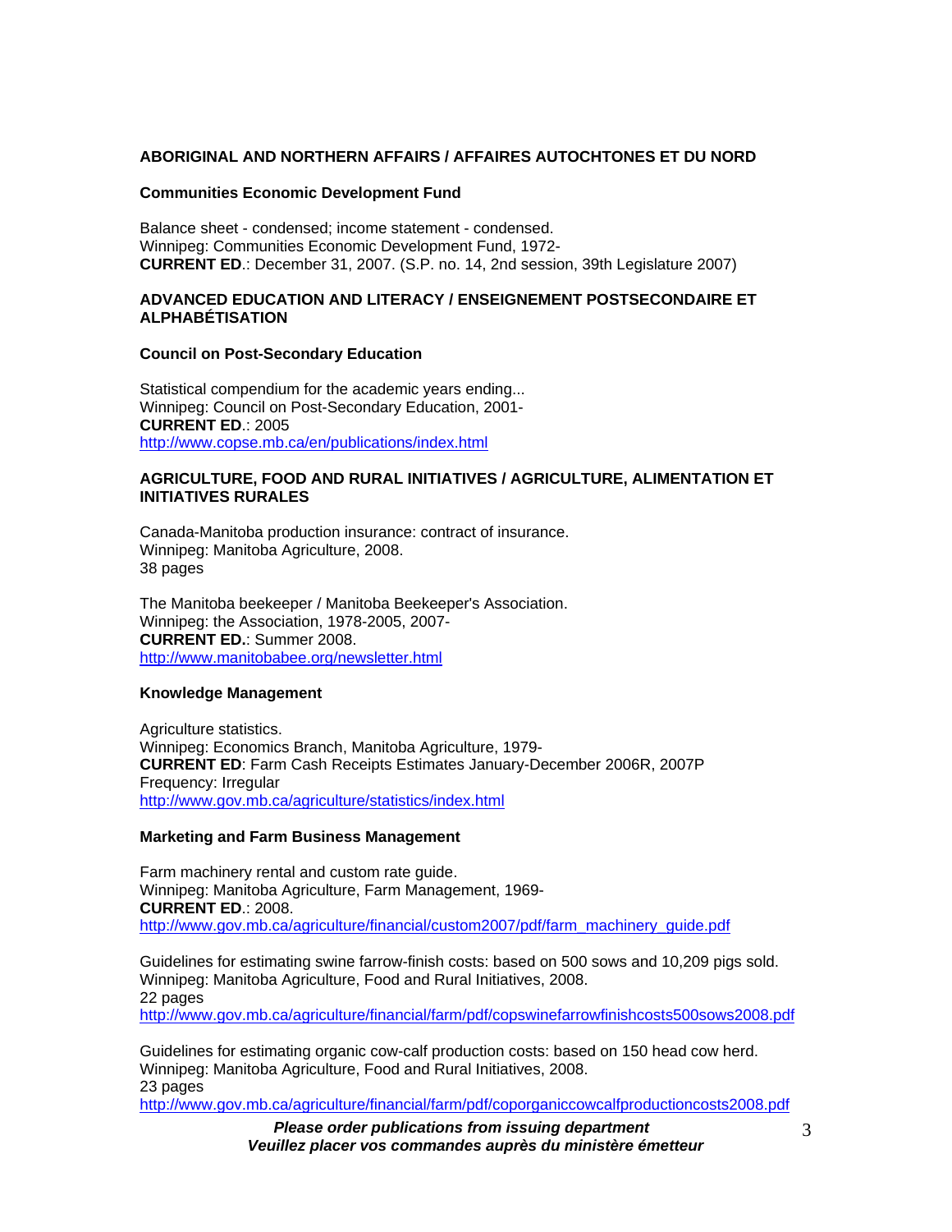## ABORIGINAL AND NORTHERN AFFAIRS / AFFAIRES AUTOCHTONES ET DU NORD

### Communities Economic Development Fund

Balance sheet - condensed; income statement - condensed.
Winnipeg: Communities Economic Development Fund, 1972-
**CURRENT ED**.: December 31, 2007. (S.P. no. 14, 2nd session, 39th Legislature 2007)

## ADVANCED EDUCATION AND LITERACY / ENSEIGNEMENT POSTSECONDAIRE ET ALPHABÉTISATION

### Council on Post-Secondary Education

Statistical compendium for the academic years ending...
Winnipeg: Council on Post-Secondary Education, 2001-
**CURRENT ED**.: 2005
http://www.copse.mb.ca/en/publications/index.html

## AGRICULTURE, FOOD AND RURAL INITIATIVES / AGRICULTURE, ALIMENTATION ET INITIATIVES RURALES

Canada-Manitoba production insurance: contract of insurance.
Winnipeg: Manitoba Agriculture, 2008.
38 pages

The Manitoba beekeeper / Manitoba Beekeeper's Association.
Winnipeg: the Association, 1978-2005, 2007-
**CURRENT ED.**: Summer 2008.
http://www.manitobabee.org/newsletter.html

### Knowledge Management

Agriculture statistics.
Winnipeg: Economics Branch, Manitoba Agriculture, 1979-
**CURRENT ED**: Farm Cash Receipts Estimates January-December 2006R, 2007P
Frequency: Irregular
http://www.gov.mb.ca/agriculture/statistics/index.html

### Marketing and Farm Business Management

Farm machinery rental and custom rate guide.
Winnipeg: Manitoba Agriculture, Farm Management, 1969-
**CURRENT ED**.: 2008.
http://www.gov.mb.ca/agriculture/financial/custom2007/pdf/farm_machinery_guide.pdf

Guidelines for estimating swine farrow-finish costs: based on 500 sows and 10,209 pigs sold.
Winnipeg: Manitoba Agriculture, Food and Rural Initiatives, 2008.
22 pages
http://www.gov.mb.ca/agriculture/financial/farm/pdf/copswinefarrowfinishcosts500sows2008.pdf

Guidelines for estimating organic cow-calf production costs: based on 150 head cow herd.
Winnipeg: Manitoba Agriculture, Food and Rural Initiatives, 2008.
23 pages
http://www.gov.mb.ca/agriculture/financial/farm/pdf/coporganiccowcalfproductioncosts2008.pdf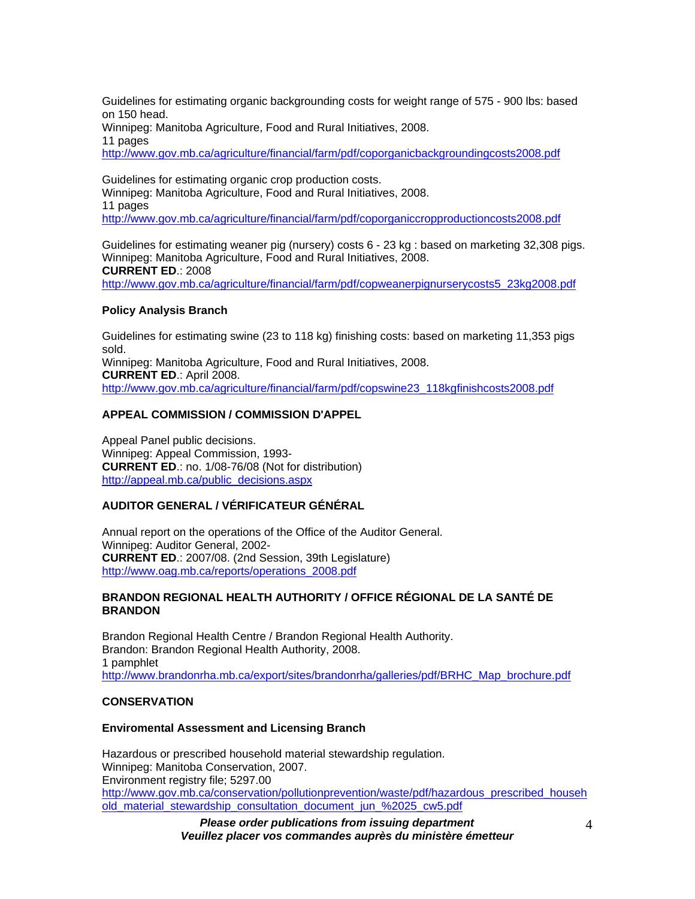Guidelines for estimating organic backgrounding costs for weight range of 575 - 900 lbs: based on 150 head.
Winnipeg: Manitoba Agriculture, Food and Rural Initiatives, 2008.
11 pages
http://www.gov.mb.ca/agriculture/financial/farm/pdf/coporganicbackgroundingcosts2008.pdf

Guidelines for estimating organic crop production costs.
Winnipeg: Manitoba Agriculture, Food and Rural Initiatives, 2008.
11 pages
http://www.gov.mb.ca/agriculture/financial/farm/pdf/coporganiccropproductioncosts2008.pdf

Guidelines for estimating weaner pig (nursery) costs 6 - 23 kg : based on marketing 32,308 pigs.
Winnipeg: Manitoba Agriculture, Food and Rural Initiatives, 2008.
**CURRENT ED**.: 2008
http://www.gov.mb.ca/agriculture/financial/farm/pdf/copweanerpignurserycosts5_23kg2008.pdf

#### Policy Analysis Branch

Guidelines for estimating swine (23 to 118 kg) finishing costs: based on marketing 11,353 pigs sold.
Winnipeg: Manitoba Agriculture, Food and Rural Initiatives, 2008.
**CURRENT ED**.: April 2008.
http://www.gov.mb.ca/agriculture/financial/farm/pdf/copswine23_118kgfinishcosts2008.pdf

### APPEAL COMMISSION / COMMISSION D'APPEL

Appeal Panel public decisions.
Winnipeg: Appeal Commission, 1993-
**CURRENT ED**.: no. 1/08-76/08 (Not for distribution)
http://appeal.mb.ca/public_decisions.aspx

### AUDITOR GENERAL / VÉRIFICATEUR GÉNÉRAL

Annual report on the operations of the Office of the Auditor General.
Winnipeg: Auditor General, 2002-
**CURRENT ED**.: 2007/08. (2nd Session, 39th Legislature)
http://www.oag.mb.ca/reports/operations_2008.pdf

### BRANDON REGIONAL HEALTH AUTHORITY / OFFICE RÉGIONAL DE LA SANTÉ DE BRANDON

Brandon Regional Health Centre / Brandon Regional Health Authority.
Brandon: Brandon Regional Health Authority, 2008.
1 pamphlet
http://www.brandonrha.mb.ca/export/sites/brandonrha/galleries/pdf/BRHC_Map_brochure.pdf

### CONSERVATION

#### Enviromental Assessment and Licensing Branch

Hazardous or prescribed household material stewardship regulation.
Winnipeg: Manitoba Conservation, 2007.
Environment registry file; 5297.00
http://www.gov.mb.ca/conservation/pollutionprevention/waste/pdf/hazardous_prescribed_household_material_stewardship_consultation_document_jun_%2025_cw5.pdf

***Please order publications from issuing department***
***Veuillez placer vos commandes auprès du ministère émetteur***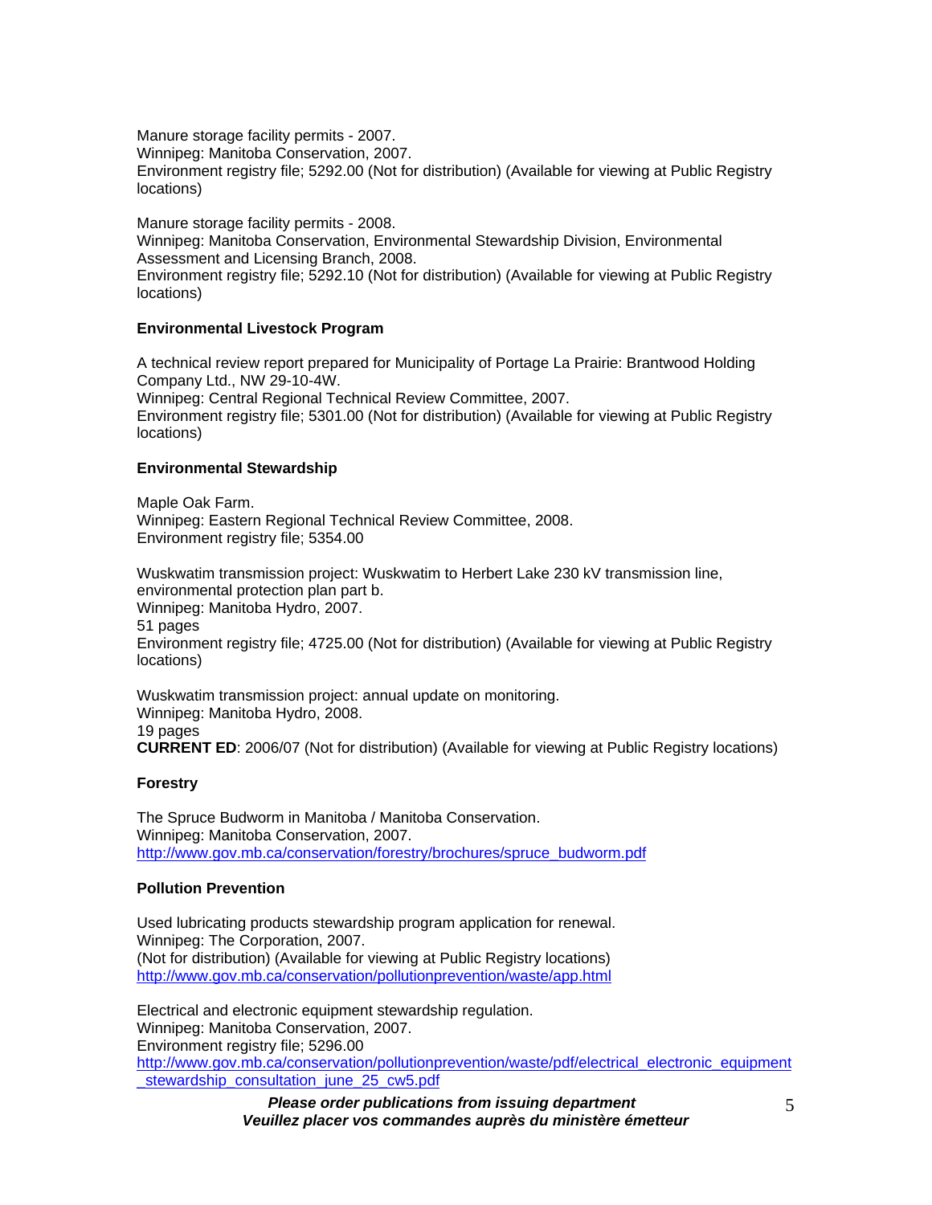Manure storage facility permits - 2007.
Winnipeg: Manitoba Conservation, 2007.
Environment registry file; 5292.00 (Not for distribution) (Available for viewing at Public Registry locations)

Manure storage facility permits - 2008.
Winnipeg: Manitoba Conservation, Environmental Stewardship Division, Environmental Assessment and Licensing Branch, 2008.
Environment registry file; 5292.10 (Not for distribution) (Available for viewing at Public Registry locations)

**Environmental Livestock Program**

A technical review report prepared for Municipality of Portage La Prairie: Brantwood Holding Company Ltd., NW 29-10-4W.
Winnipeg: Central Regional Technical Review Committee, 2007.
Environment registry file; 5301.00 (Not for distribution) (Available for viewing at Public Registry locations)

**Environmental Stewardship**

Maple Oak Farm.
Winnipeg: Eastern Regional Technical Review Committee, 2008.
Environment registry file; 5354.00

Wuskwatim transmission project: Wuskwatim to Herbert Lake 230 kV transmission line, environmental protection plan part b.
Winnipeg: Manitoba Hydro, 2007.
51 pages
Environment registry file; 4725.00 (Not for distribution) (Available for viewing at Public Registry locations)

Wuskwatim transmission project: annual update on monitoring.
Winnipeg: Manitoba Hydro, 2008.
19 pages
**CURRENT ED**: 2006/07 (Not for distribution) (Available for viewing at Public Registry locations)

**Forestry**

The Spruce Budworm in Manitoba / Manitoba Conservation.
Winnipeg: Manitoba Conservation, 2007.
http://www.gov.mb.ca/conservation/forestry/brochures/spruce_budworm.pdf

**Pollution Prevention**

Used lubricating products stewardship program application for renewal.
Winnipeg: The Corporation, 2007.
(Not for distribution) (Available for viewing at Public Registry locations)
http://www.gov.mb.ca/conservation/pollutionprevention/waste/app.html

Electrical and electronic equipment stewardship regulation.
Winnipeg: Manitoba Conservation, 2007.
Environment registry file; 5296.00
http://www.gov.mb.ca/conservation/pollutionprevention/waste/pdf/electrical_electronic_equipment_stewardship_consultation_june_25_cw5.pdf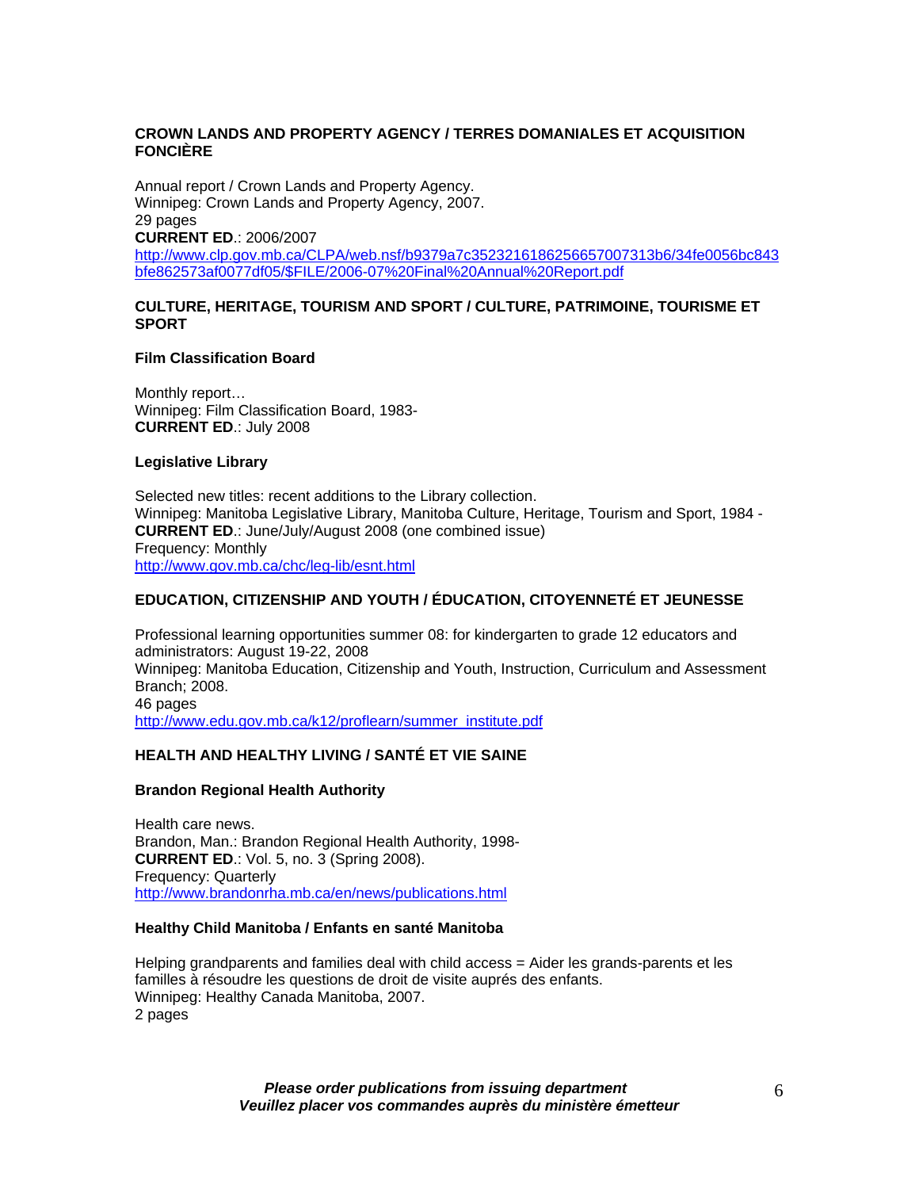### CROWN LANDS AND PROPERTY AGENCY / TERRES DOMANIALES ET ACQUISITION FONCIÈRE

Annual report / Crown Lands and Property Agency.
Winnipeg: Crown Lands and Property Agency, 2007.
29 pages
**CURRENT ED**.: 2006/2007
http://www.clp.gov.mb.ca/CLPA/web.nsf/b9379a7c35232161862566570073136/34fe0056bc843bfe862573af0077df05/$FILE/2006-07%20Final%20Annual%20Report.pdf

### CULTURE, HERITAGE, TOURISM AND SPORT / CULTURE, PATRIMOINE, TOURISME ET SPORT

#### Film Classification Board

Monthly report…
Winnipeg: Film Classification Board, 1983-
**CURRENT ED**.: July 2008

#### Legislative Library

Selected new titles: recent additions to the Library collection.
Winnipeg: Manitoba Legislative Library, Manitoba Culture, Heritage, Tourism and Sport, 1984 -
**CURRENT ED**.: June/July/August 2008 (one combined issue)
Frequency: Monthly
http://www.gov.mb.ca/chc/leg-lib/esnt.html

### EDUCATION, CITIZENSHIP AND YOUTH / ÉDUCATION, CITOYENNETÉ ET JEUNESSE

Professional learning opportunities summer 08: for kindergarten to grade 12 educators and administrators: August 19-22, 2008
Winnipeg: Manitoba Education, Citizenship and Youth, Instruction, Curriculum and Assessment Branch; 2008.
46 pages
http://www.edu.gov.mb.ca/k12/proflearn/summer_institute.pdf

### HEALTH AND HEALTHY LIVING / SANTÉ ET VIE SAINE

#### Brandon Regional Health Authority

Health care news.
Brandon, Man.: Brandon Regional Health Authority, 1998-
**CURRENT ED**.: Vol. 5, no. 3 (Spring 2008).
Frequency: Quarterly
http://www.brandonrha.mb.ca/en/news/publications.html

#### Healthy Child Manitoba / Enfants en santé Manitoba

Helping grandparents and families deal with child access = Aider les grands-parents et les familles à résoudre les questions de droit de visite auprés des enfants.
Winnipeg: Healthy Canada Manitoba, 2007.
2 pages

***Please order publications from issuing department***
***Veuillez placer vos commandes auprès du ministère émetteur***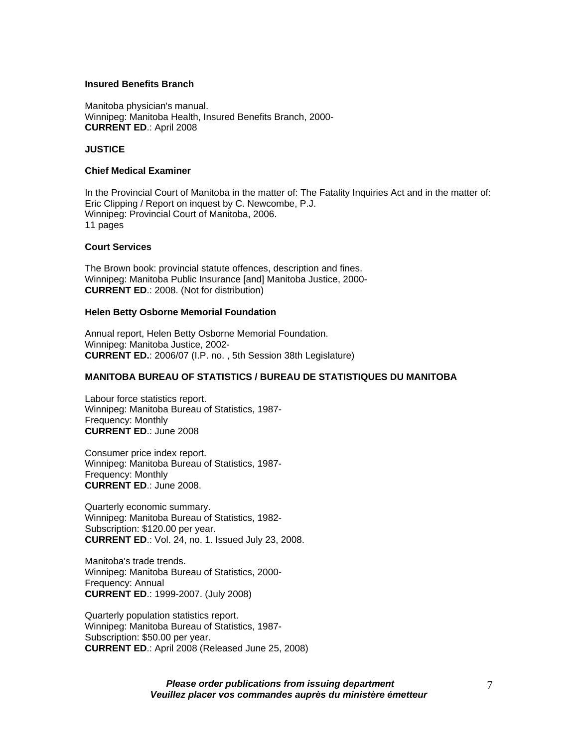**Insured Benefits Branch**

Manitoba physician's manual.
Winnipeg: Manitoba Health, Insured Benefits Branch, 2000-
**CURRENT ED**.: April 2008

**JUSTICE**

**Chief Medical Examiner**

In the Provincial Court of Manitoba in the matter of: The Fatality Inquiries Act and in the matter of: Eric Clipping / Report on inquest by C. Newcombe, P.J.
Winnipeg: Provincial Court of Manitoba, 2006.
11 pages

**Court Services**

The Brown book: provincial statute offences, description and fines.
Winnipeg: Manitoba Public Insurance [and] Manitoba Justice, 2000-
**CURRENT ED**.: 2008. (Not for distribution)

**Helen Betty Osborne Memorial Foundation**

Annual report, Helen Betty Osborne Memorial Foundation.
Winnipeg: Manitoba Justice, 2002-
**CURRENT ED.**: 2006/07 (I.P. no. , 5th Session 38th Legislature)

**MANITOBA BUREAU OF STATISTICS / BUREAU DE STATISTIQUES DU MANITOBA**

Labour force statistics report.
Winnipeg: Manitoba Bureau of Statistics, 1987-
Frequency: Monthly
**CURRENT ED**.: June 2008

Consumer price index report.
Winnipeg: Manitoba Bureau of Statistics, 1987-
Frequency: Monthly
**CURRENT ED**.: June 2008.

Quarterly economic summary.
Winnipeg: Manitoba Bureau of Statistics, 1982-
Subscription: $120.00 per year.
**CURRENT ED**.: Vol. 24, no. 1. Issued July 23, 2008.

Manitoba's trade trends.
Winnipeg: Manitoba Bureau of Statistics, 2000-
Frequency: Annual
**CURRENT ED**.: 1999-2007. (July 2008)

Quarterly population statistics report.
Winnipeg: Manitoba Bureau of Statistics, 1987-
Subscription: $50.00 per year.
**CURRENT ED**.: April 2008 (Released June 25, 2008)

***Please order publications from issuing department***
***Veuillez placer vos commandes auprès du ministère émetteur***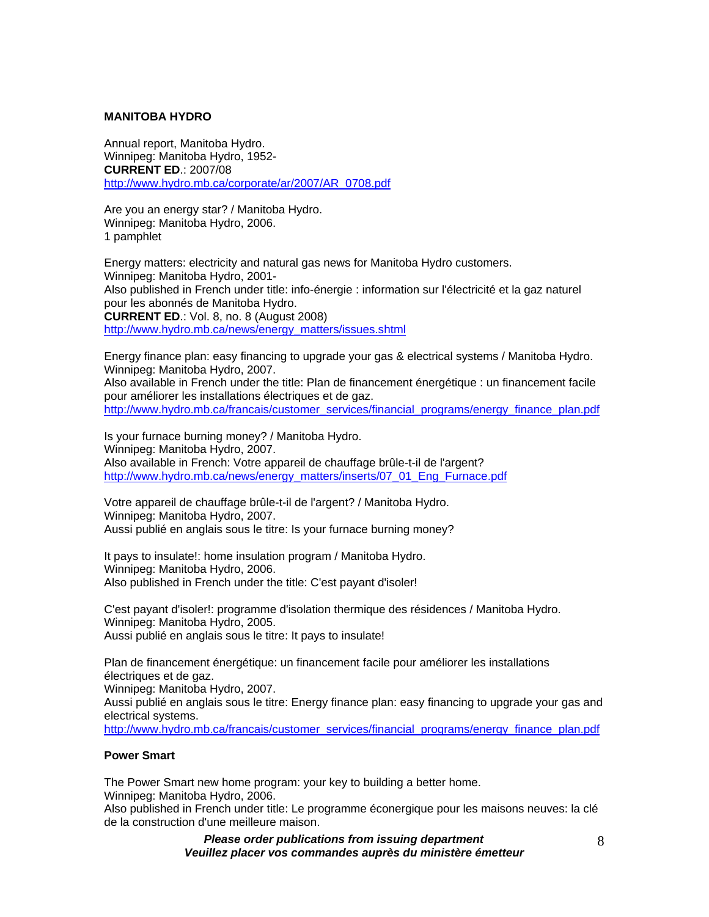**MANITOBA HYDRO**

Annual report, Manitoba Hydro.
Winnipeg: Manitoba Hydro, 1952-
**CURRENT ED**.: 2007/08
http://www.hydro.mb.ca/corporate/ar/2007/AR_0708.pdf

Are you an energy star? / Manitoba Hydro.
Winnipeg: Manitoba Hydro, 2006.
1 pamphlet

Energy matters: electricity and natural gas news for Manitoba Hydro customers.
Winnipeg: Manitoba Hydro, 2001-
Also published in French under title: info-énergie : information sur l'électricité et la gaz naturel pour les abonnés de Manitoba Hydro.
**CURRENT ED**.: Vol. 8, no. 8 (August 2008)
http://www.hydro.mb.ca/news/energy_matters/issues.shtml

Energy finance plan: easy financing to upgrade your gas & electrical systems / Manitoba Hydro.
Winnipeg: Manitoba Hydro, 2007.
Also available in French under the title: Plan de financement énergétique : un financement facile pour améliorer les installations électriques et de gaz.
http://www.hydro.mb.ca/francais/customer_services/financial_programs/energy_finance_plan.pdf

Is your furnace burning money? / Manitoba Hydro.
Winnipeg: Manitoba Hydro, 2007.
Also available in French: Votre appareil de chauffage brûle-t-il de l'argent?
http://www.hydro.mb.ca/news/energy_matters/inserts/07_01_Eng_Furnace.pdf

Votre appareil de chauffage brûle-t-il de l'argent? / Manitoba Hydro.
Winnipeg: Manitoba Hydro, 2007.
Aussi publié en anglais sous le titre: Is your furnace burning money?

It pays to insulate!: home insulation program / Manitoba Hydro.
Winnipeg: Manitoba Hydro, 2006.
Also published in French under the title: C'est payant d'isoler!

C'est payant d'isoler!: programme d'isolation thermique des résidences / Manitoba Hydro.
Winnipeg: Manitoba Hydro, 2005.
Aussi publié en anglais sous le titre: It pays to insulate!

Plan de financement énergétique: un financement facile pour améliorer les installations électriques et de gaz.
Winnipeg: Manitoba Hydro, 2007.
Aussi publié en anglais sous le titre: Energy finance plan: easy financing to upgrade your gas and electrical systems.
http://www.hydro.mb.ca/francais/customer_services/financial_programs/energy_finance_plan.pdf

**Power Smart**

The Power Smart new home program: your key to building a better home.
Winnipeg: Manitoba Hydro, 2006.
Also published in French under title: Le programme éconergique pour les maisons neuves: la clé de la construction d'une meilleure maison.

***Please order publications from issuing department***
***Veuillez placer vos commandes auprès du ministère émetteur***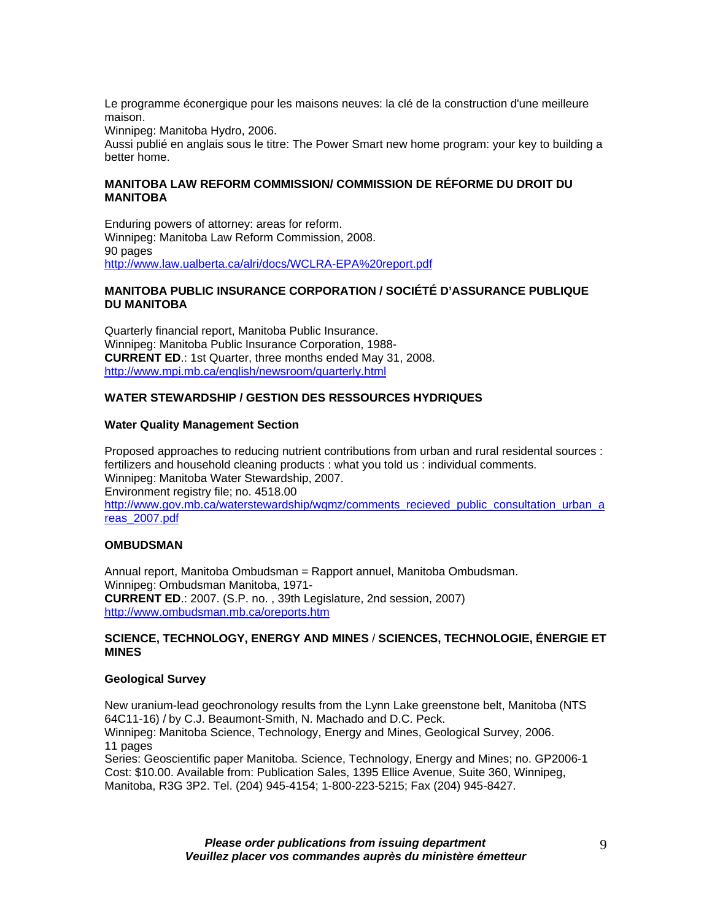Le programme éconergique pour les maisons neuves: la clé de la construction d'une meilleure maison.
Winnipeg: Manitoba Hydro, 2006.
Aussi publié en anglais sous le titre: The Power Smart new home program: your key to building a better home.

### MANITOBA LAW REFORM COMMISSION/ COMMISSION DE RÉFORME DU DROIT DU MANITOBA

Enduring powers of attorney: areas for reform.
Winnipeg: Manitoba Law Reform Commission, 2008.
90 pages
http://www.law.ualberta.ca/alri/docs/WCLRA-EPA%20report.pdf

### MANITOBA PUBLIC INSURANCE CORPORATION / SOCIÉTÉ D'ASSURANCE PUBLIQUE DU MANITOBA

Quarterly financial report, Manitoba Public Insurance.
Winnipeg: Manitoba Public Insurance Corporation, 1988-
**CURRENT ED**.: 1st Quarter, three months ended May 31, 2008.
http://www.mpi.mb.ca/english/newsroom/quarterly.html

### WATER STEWARDSHIP / GESTION DES RESSOURCES HYDRIQUES

#### Water Quality Management Section

Proposed approaches to reducing nutrient contributions from urban and rural residental sources : fertilizers and household cleaning products : what you told us : individual comments.
Winnipeg: Manitoba Water Stewardship, 2007.
Environment registry file; no. 4518.00
http://www.gov.mb.ca/waterstewardship/wqmz/comments_recieved_public_consultation_urban_areas_2007.pdf

### OMBUDSMAN

Annual report, Manitoba Ombudsman = Rapport annuel, Manitoba Ombudsman.
Winnipeg: Ombudsman Manitoba, 1971-
**CURRENT ED**.: 2007. (S.P. no. , 39th Legislature, 2nd session, 2007)
http://www.ombudsman.mb.ca/oreports.htm

### SCIENCE, TECHNOLOGY, ENERGY AND MINES / SCIENCES, TECHNOLOGIE, ÉNERGIE ET MINES

#### Geological Survey

New uranium-lead geochronology results from the Lynn Lake greenstone belt, Manitoba (NTS 64C11-16) / by C.J. Beaumont-Smith, N. Machado and D.C. Peck.
Winnipeg: Manitoba Science, Technology, Energy and Mines, Geological Survey, 2006.
11 pages
Series: Geoscientific paper Manitoba. Science, Technology, Energy and Mines; no. GP2006-1
Cost: $10.00. Available from: Publication Sales, 1395 Ellice Avenue, Suite 360, Winnipeg, Manitoba, R3G 3P2. Tel. (204) 945-4154; 1-800-223-5215; Fax (204) 945-8427.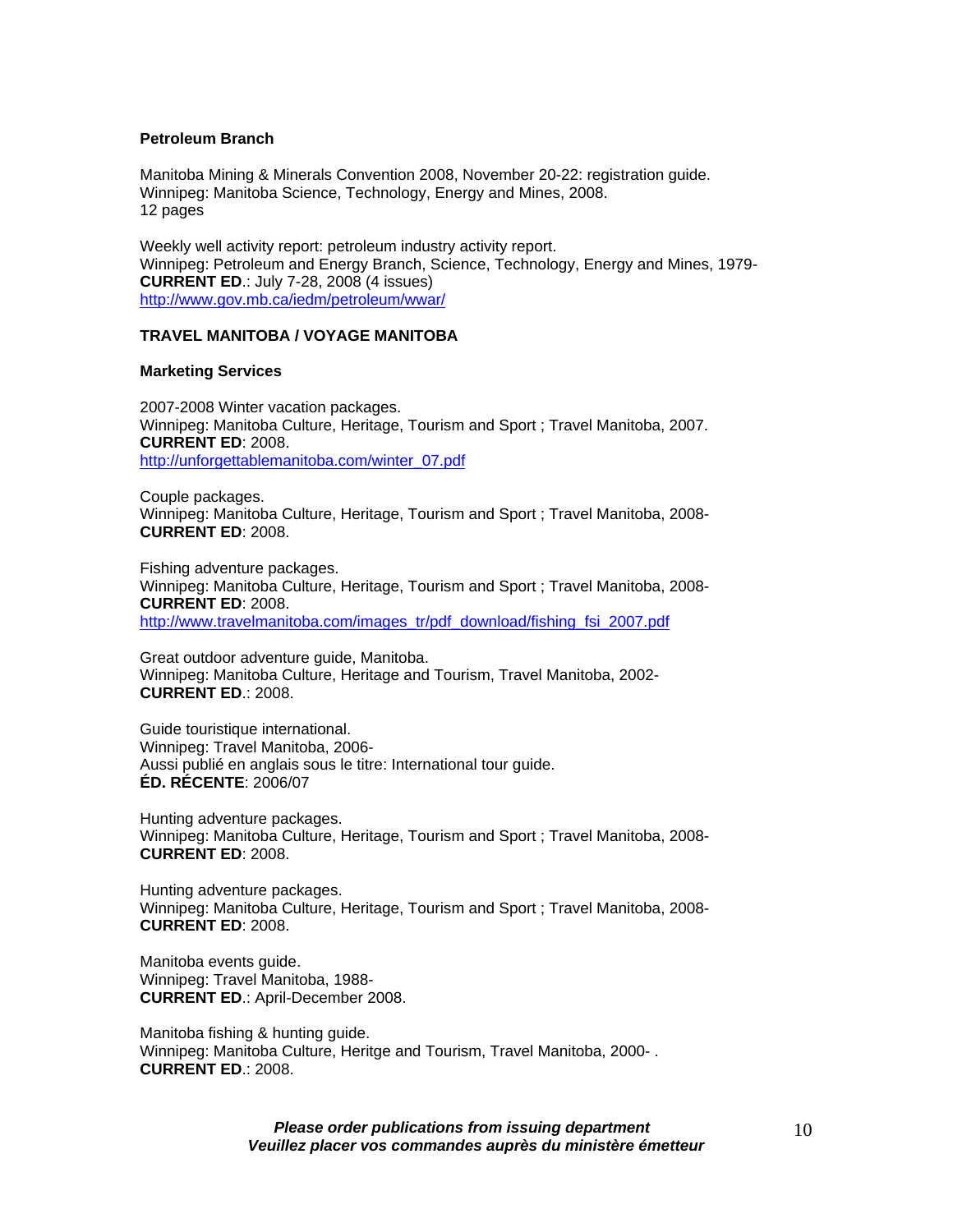**Petroleum Branch**

Manitoba Mining & Minerals Convention 2008, November 20-22: registration guide.
Winnipeg: Manitoba Science, Technology, Energy and Mines, 2008.
12 pages

Weekly well activity report: petroleum industry activity report.
Winnipeg: Petroleum and Energy Branch, Science, Technology, Energy and Mines, 1979-
**CURRENT ED**.: July 7-28, 2008 (4 issues)
http://www.gov.mb.ca/iedm/petroleum/wwar/

**TRAVEL MANITOBA / VOYAGE MANITOBA**

**Marketing Services**

2007-2008 Winter vacation packages.
Winnipeg: Manitoba Culture, Heritage, Tourism and Sport ; Travel Manitoba, 2007.
**CURRENT ED**: 2008.
http://unforgettablemanitoba.com/winter_07.pdf

Couple packages.
Winnipeg: Manitoba Culture, Heritage, Tourism and Sport ; Travel Manitoba, 2008-
**CURRENT ED**: 2008.

Fishing adventure packages.
Winnipeg: Manitoba Culture, Heritage, Tourism and Sport ; Travel Manitoba, 2008-
**CURRENT ED**: 2008.
http://www.travelmanitoba.com/images_tr/pdf_download/fishing_fsi_2007.pdf

Great outdoor adventure guide, Manitoba.
Winnipeg: Manitoba Culture, Heritage and Tourism, Travel Manitoba, 2002-
**CURRENT ED**.: 2008.

Guide touristique international.
Winnipeg: Travel Manitoba, 2006-
Aussi publié en anglais sous le titre: International tour guide.
**ÉD. RÉCENTE**: 2006/07

Hunting adventure packages.
Winnipeg: Manitoba Culture, Heritage, Tourism and Sport ; Travel Manitoba, 2008-
**CURRENT ED**: 2008.

Hunting adventure packages.
Winnipeg: Manitoba Culture, Heritage, Tourism and Sport ; Travel Manitoba, 2008-
**CURRENT ED**: 2008.

Manitoba events guide.
Winnipeg: Travel Manitoba, 1988-
**CURRENT ED**.: April-December 2008.

Manitoba fishing & hunting guide.
Winnipeg: Manitoba Culture, Heritge and Tourism, Travel Manitoba, 2000- .
**CURRENT ED**.: 2008.

***Please order publications from issuing department***
***Veuillez placer vos commandes auprès du ministère émetteur***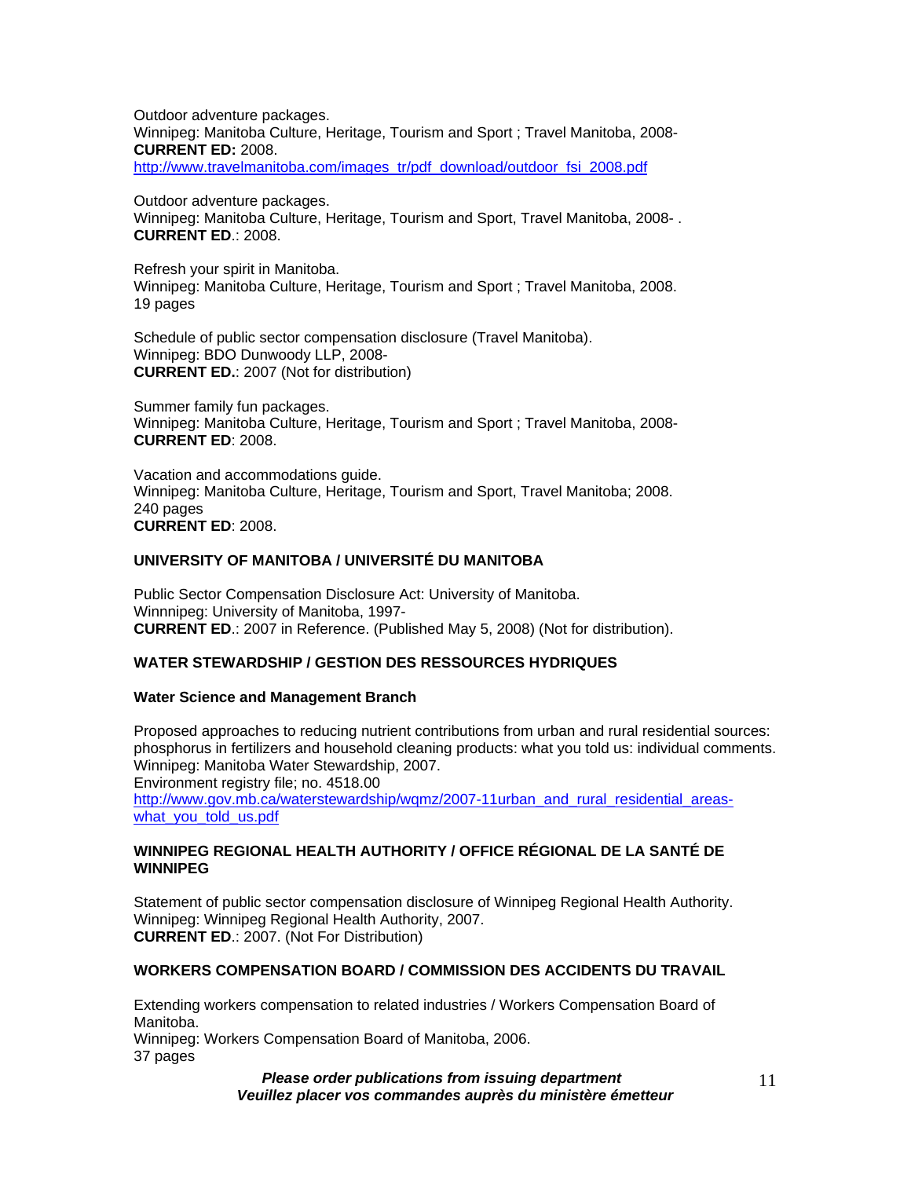Outdoor adventure packages.
Winnipeg: Manitoba Culture, Heritage, Tourism and Sport ; Travel Manitoba, 2008-
**CURRENT ED:** 2008.
http://www.travelmanitoba.com/images_tr/pdf_download/outdoor_fsi_2008.pdf

Outdoor adventure packages.
Winnipeg: Manitoba Culture, Heritage, Tourism and Sport, Travel Manitoba, 2008- .
**CURRENT ED**.: 2008.

Refresh your spirit in Manitoba.
Winnipeg: Manitoba Culture, Heritage, Tourism and Sport ; Travel Manitoba, 2008.
19 pages

Schedule of public sector compensation disclosure (Travel Manitoba).
Winnipeg: BDO Dunwoody LLP, 2008-
**CURRENT ED.**: 2007 (Not for distribution)

Summer family fun packages.
Winnipeg: Manitoba Culture, Heritage, Tourism and Sport ; Travel Manitoba, 2008-
**CURRENT ED**: 2008.

Vacation and accommodations guide.
Winnipeg: Manitoba Culture, Heritage, Tourism and Sport, Travel Manitoba; 2008.
240 pages
**CURRENT ED**: 2008.

### UNIVERSITY OF MANITOBA / UNIVERSITÉ DU MANITOBA

Public Sector Compensation Disclosure Act: University of Manitoba.
Winnnipeg: University of Manitoba, 1997-
**CURRENT ED**.: 2007 in Reference. (Published May 5, 2008) (Not for distribution).

### WATER STEWARDSHIP / GESTION DES RESSOURCES HYDRIQUES

#### Water Science and Management Branch

Proposed approaches to reducing nutrient contributions from urban and rural residential sources: phosphorus in fertilizers and household cleaning products: what you told us: individual comments.
Winnipeg: Manitoba Water Stewardship, 2007.
Environment registry file; no. 4518.00
http://www.gov.mb.ca/waterstewardship/wqmz/2007-11urban_and_rural_residential_areas-what_you_told_us.pdf

### WINNIPEG REGIONAL HEALTH AUTHORITY / OFFICE RÉGIONAL DE LA SANTÉ DE WINNIPEG

Statement of public sector compensation disclosure of Winnipeg Regional Health Authority.
Winnipeg: Winnipeg Regional Health Authority, 2007.
**CURRENT ED**.: 2007. (Not For Distribution)

### WORKERS COMPENSATION BOARD / COMMISSION DES ACCIDENTS DU TRAVAIL

Extending workers compensation to related industries / Workers Compensation Board of Manitoba.
Winnipeg: Workers Compensation Board of Manitoba, 2006.
37 pages

***Please order publications from issuing department***
***Veuillez placer vos commandes auprès du ministère émetteur***